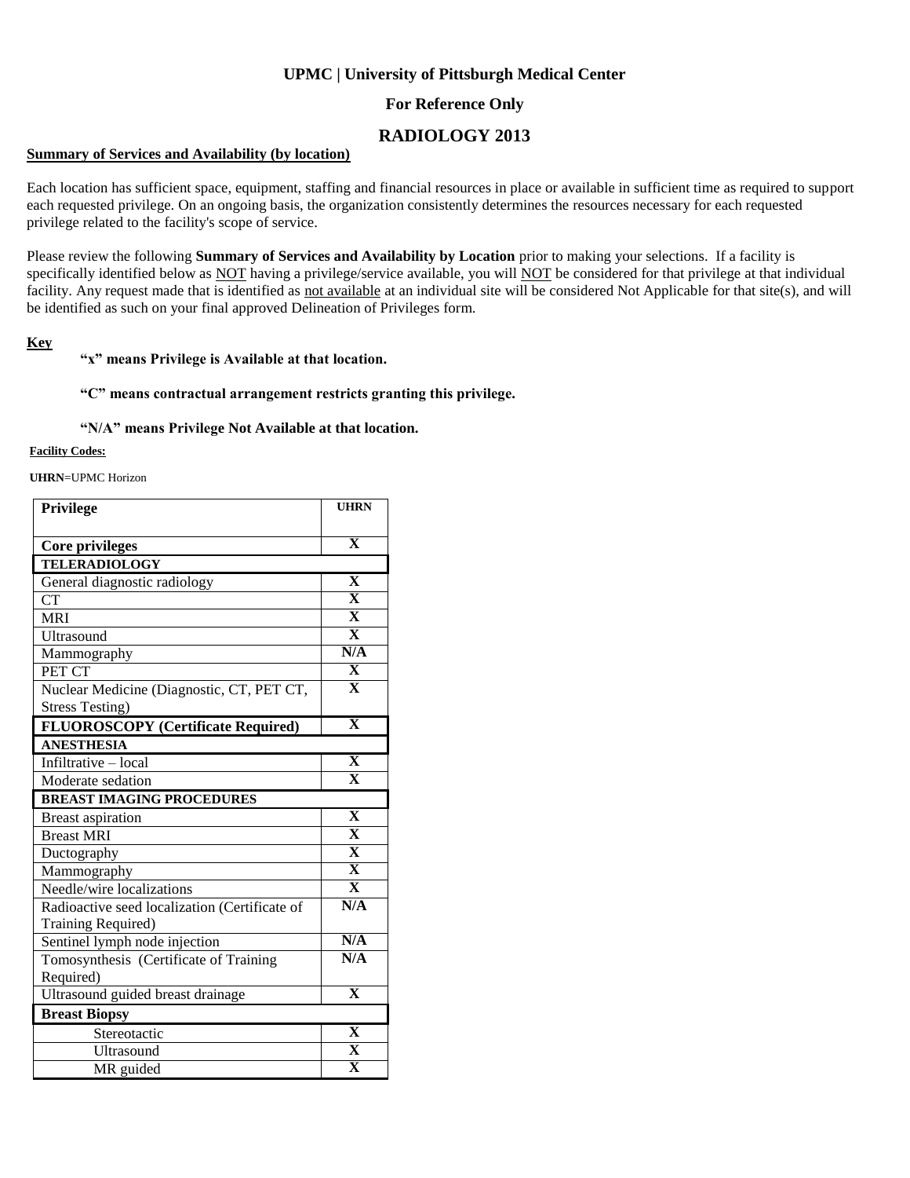**UPMC | University of Pittsburgh Medical Center**

**For Reference Only**

# RADIOLOGY 2013

**Summary of Services and Availability (by location)**

Each location has sufficient space, equipment, staffing and financial resources in place or available in sufficient time as required to support each requested privilege. On an ongoing basis, the organization consistently determines the resources necessary for each requested privilege related to the facility's scope of service.

Please review the following **Summary of Services and Availability by Location** prior to making your selections. If a facility is specifically identified below as NOT having a privilege/service available, you will NOT be considered for that privilege at that individual facility. Any request made that is identified as not available at an individual site will be considered Not Applicable for that site(s), and will be identified as such on your final approved Delineation of Privileges form.

**Key**

**"x" means Privilege is Available at that location.**

**"C" means contractual arrangement restricts granting this privilege.**

**"N/A" means Privilege Not Available at that location.**

**Facility Codes:**

**UHRN**=UPMC Horizon

| Privilege | UHRN |
|---|---|
| **Core privileges** | **X** |
| **TELERADIOLOGY** | |
| General diagnostic radiology | **X** |
| CT | **X** |
| MRI | **X** |
| Ultrasound | **X** |
| Mammography | **N/A** |
| PET CT | **X** |
| Nuclear Medicine (Diagnostic, CT, PET CT, Stress Testing) | **X** |
| **FLUOROSCOPY (Certificate Required)** | **X** |
| **ANESTHESIA** | |
| Infiltrative – local | **X** |
| Moderate sedation | **X** |
| **BREAST IMAGING PROCEDURES** | |
| Breast aspiration | **X** |
| Breast MRI | **X** |
| Ductography | **X** |
| Mammography | **X** |
| Needle/wire localizations | **X** |
| Radioactive seed localization (Certificate of Training Required) | **N/A** |
| Sentinel lymph node injection | **N/A** |
| Tomosynthesis (Certificate of Training Required) | **N/A** |
| Ultrasound guided breast drainage | **X** |
| **Breast Biopsy** | |
| Stereotactic | **X** |
| Ultrasound | **X** |
| MR guided | **X** |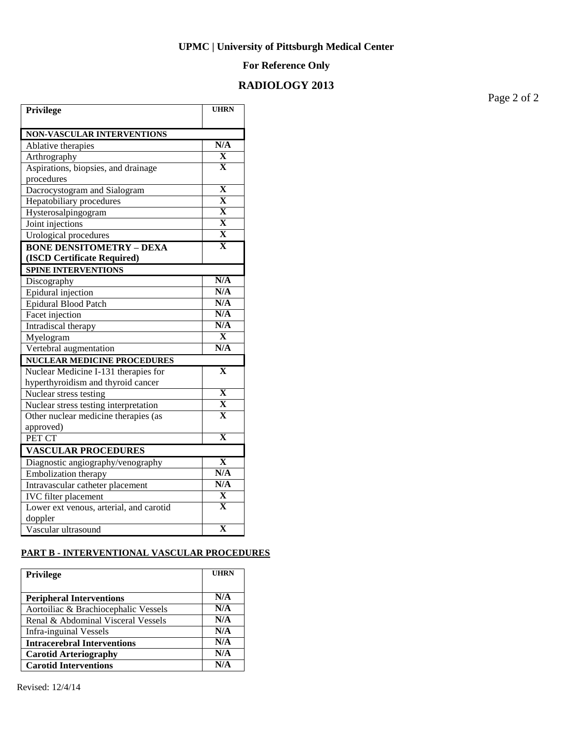**UPMC | University of Pittsburgh Medical Center**

**For Reference Only**

**RADIOLOGY 2013**

| Privilege | UHRN |
|---|---|
| **NON-VASCULAR INTERVENTIONS** | |
| Ablative therapies | N/A |
| Arthrography | X |
| Aspirations, biopsies, and drainage procedures | X |
| Dacrocystogram and Sialogram | X |
| Hepatobiliary procedures | X |
| Hysterosalpingogram | X |
| Joint injections | X |
| Urological procedures | X |
| **BONE DENSITOMETRY – DEXA (ISCD Certificate Required)** | X |
| **SPINE INTERVENTIONS** | |
| Discography | N/A |
| Epidural injection | N/A |
| Epidural Blood Patch | N/A |
| Facet injection | N/A |
| Intradiscal therapy | N/A |
| Myelogram | X |
| Vertebral augmentation | N/A |
| **NUCLEAR MEDICINE PROCEDURES** | |
| Nuclear Medicine I-131 therapies for hyperthyroidism and thyroid cancer | X |
| Nuclear stress testing | X |
| Nuclear stress testing interpretation | X |
| Other nuclear medicine therapies (as approved) | X |
| PET CT | X |
| **VASCULAR PROCEDURES** | |
| Diagnostic angiography/venography | X |
| Embolization therapy | N/A |
| Intravascular catheter placement | N/A |
| IVC filter placement | X |
| Lower ext venous, arterial, and carotid doppler | X |
| Vascular ultrasound | X |

**PART B - INTERVENTIONAL VASCULAR PROCEDURES**

| Privilege | UHRN |
|---|---|
| **Peripheral Interventions** | N/A |
| Aortoiliac & Brachiocephalic Vessels | N/A |
| Renal & Abdominal Visceral Vessels | N/A |
| Infra-inguinal Vessels | N/A |
| **Intracerebral Interventions** | N/A |
| **Carotid Arteriography** | N/A |
| **Carotid Interventions** | N/A |

Revised: 12/4/14